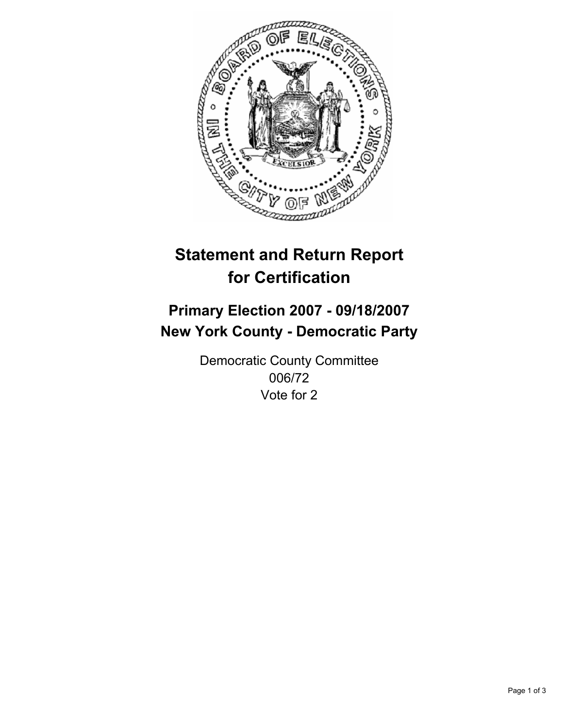# Statement and Return Report for Certification

## Primary Election 2007 - 09/18/2007
## New York County - Democratic Party

Democratic County Committee
006/72
Vote for 2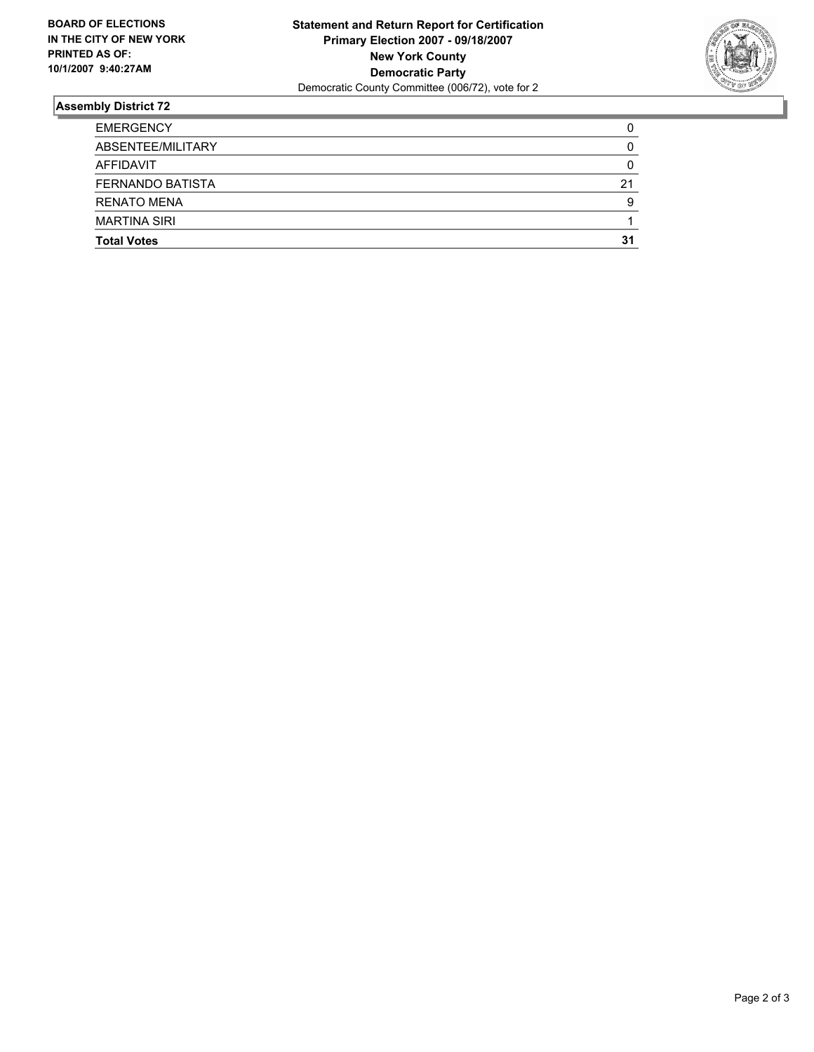**BOARD OF ELECTIONS IN THE CITY OF NEW YORK PRINTED AS OF: 10/1/2007 9:40:27AM**

**Statement and Return Report for Certification**
**Primary Election 2007 - 09/18/2007**
**New York County**
**Democratic Party**
Democratic County Committee (006/72), vote for 2

### Assembly District 72

| | |
|---|---|
| EMERGENCY | 0 |
| ABSENTEE/MILITARY | 0 |
| AFFIDAVIT | 0 |
| FERNANDO BATISTA | 21 |
| RENATO MENA | 9 |
| MARTINA SIRI | 1 |
| **Total Votes** | **31** |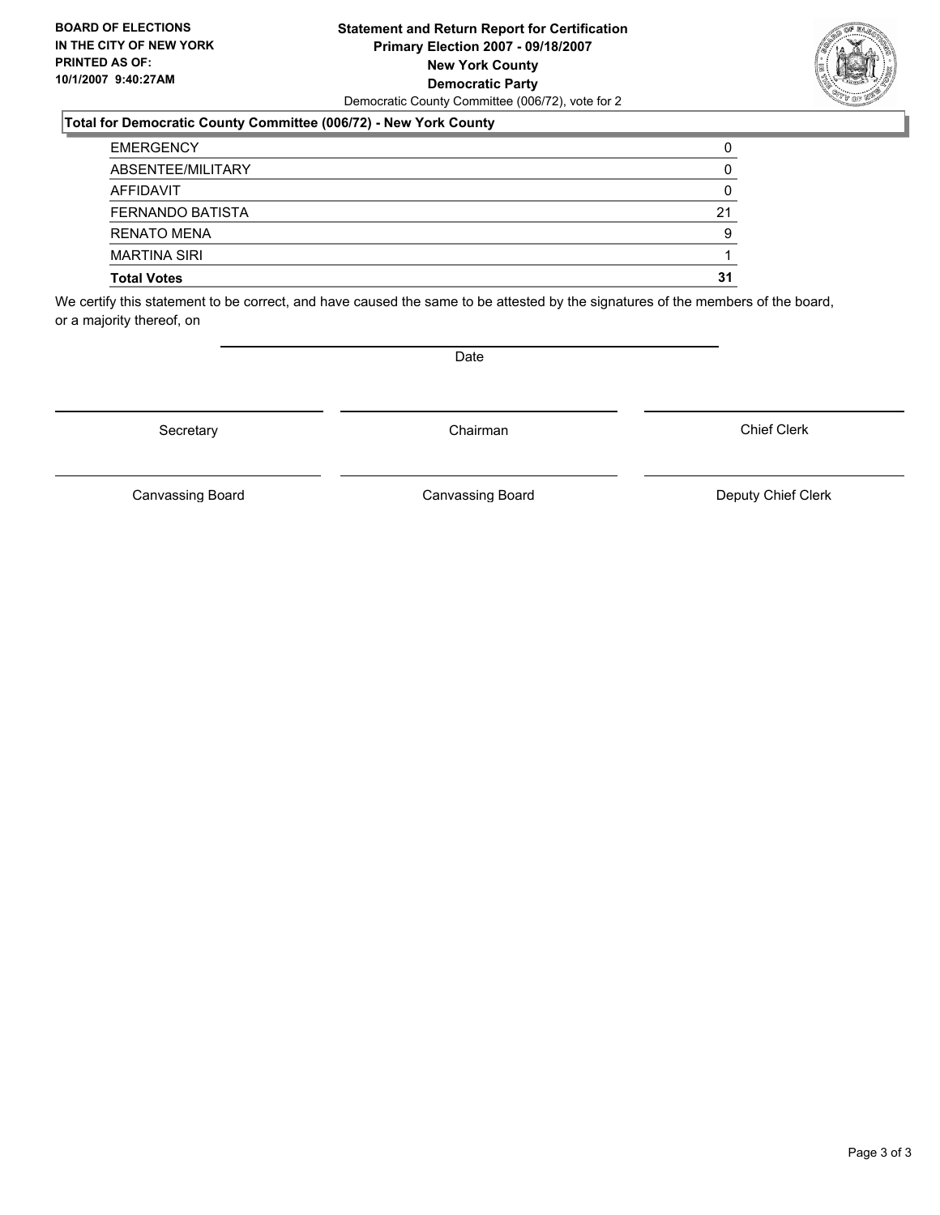**BOARD OF ELECTIONS IN THE CITY OF NEW YORK PRINTED AS OF: 10/1/2007 9:40:27AM**

**Statement and Return Report for Certification**
**Primary Election 2007 - 09/18/2007**
**New York County**
**Democratic Party**
Democratic County Committee (006/72), vote for 2

### Total for Democratic County Committee (006/72) - New York County

| | |
|---|---|
| EMERGENCY | 0 |
| ABSENTEE/MILITARY | 0 |
| AFFIDAVIT | 0 |
| FERNANDO BATISTA | 21 |
| RENATO MENA | 9 |
| MARTINA SIRI | 1 |
| **Total Votes** | **31** |

We certify this statement to be correct, and have caused the same to be attested by the signatures of the members of the board, or a majority thereof, on

Date

Secretary

Chairman

Chief Clerk

Canvassing Board

Canvassing Board

Deputy Chief Clerk